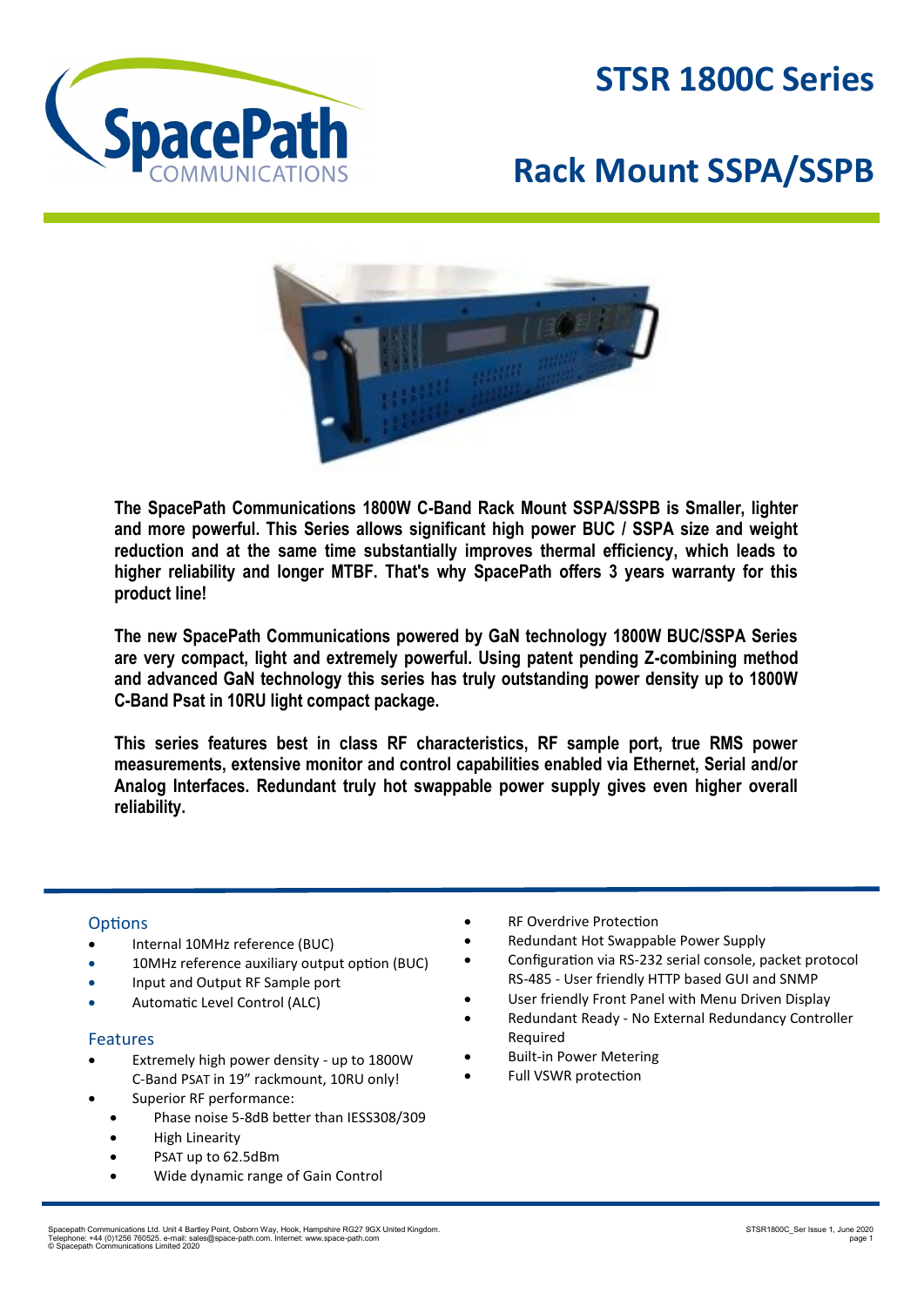# STSR 1800C Series

# Rack Mount SSPA/SSPB

**The SpacePath Communications 1800W C-Band Rack Mount SSPA/SSPB is Smaller, lighter and more powerful. This Series allows significant high power BUC / SSPA size and weight reduction and at the same time substantially improves thermal efficiency, which leads to higher reliability and longer MTBF. That's why SpacePath offers 3 years warranty for this product line!**

**The new SpacePath Communications powered by GaN technology 1800W BUC/SSPA Series are very compact, light and extremely powerful. Using patent pending Z-combining method and advanced GaN technology this series has truly outstanding power density up to 1800W C-Band Psat in 10RU light compact package.**

**This series features best in class RF characteristics, RF sample port, true RMS power measurements, extensive monitor and control capabilities enabled via Ethernet, Serial and/or Analog Interfaces. Redundant truly hot swappable power supply gives even higher overall reliability.**

## Options

- Internal 10MHz reference (BUC)
- 10MHz reference auxiliary output option (BUC)
- Input and Output RF Sample port
- Automatic Level Control (ALC)

## Features

- Extremely high power density - up to 1800W C-Band PSAT in 19" rackmount, 10RU only!
- Superior RF performance:
  - Phase noise 5-8dB better than IESS308/309
  - High Linearity
  - PSAT up to 62.5dBm
  - Wide dynamic range of Gain Control
- RF Overdrive Protection
- Redundant Hot Swappable Power Supply
- Configuration via RS-232 serial console, packet protocol RS-485 - User friendly HTTP based GUI and SNMP
- User friendly Front Panel with Menu Driven Display
- Redundant Ready - No External Redundancy Controller Required
- Built-in Power Metering
- Full VSWR protection

Spacepath Communications Ltd. Unit 4 Bartley Point, Osborn Way, Hook, Hampshire RG27 9GX United Kingdom.
Telephone: +44 (0)1256 760525. e-mail: sales@space-path.com. Internet: www.space-path.com
© Spacepath Communications Limited 2020

STSR1800C_Ser Issue 1, June 2020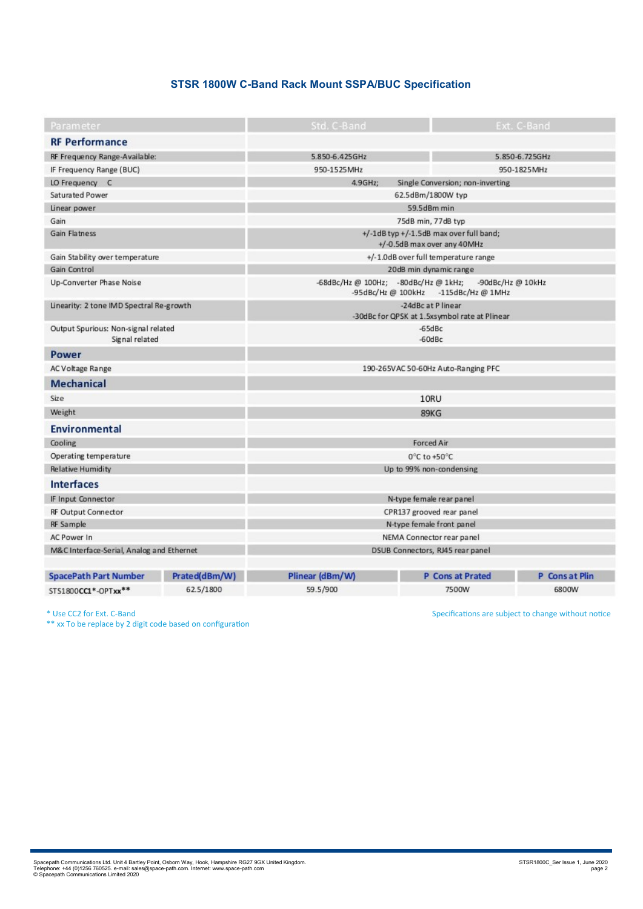# STSR 1800W C-Band Rack Mount SSPA/BUC Specification

| Parameter | Std. C-Band | Ext. C-Band |
|---|---|---|
| **RF Performance** | | |
| RF Frequency Range-Available: | 5.850-6.425GHz | 5.850-6.725GHz |
| IF Frequency Range (BUC) | 950-1525MHz | 950-1825MHz |
| LO Frequency C | 4.9GHz; Single Conversion; non-inverting | |
| Saturated Power | 62.5dBm/1800W typ | |
| Linear power | 59.5dBm min | |
| Gain | 75dB min, 77dB typ | |
| Gain Flatness | +/-1dB typ +/-1.5dB max over full band; +/-0.5dB max over any 40MHz | |
| Gain Stability over temperature | +/-1.0dB over full temperature range | |
| Gain Control | 20dB min dynamic range | |
| Up-Converter Phase Noise | -68dBc/Hz @ 100Hz; -80dBc/Hz @ 1kHz; -90dBc/Hz @ 10kHz -95dBc/Hz @ 100kHz -115dBc/Hz @ 1MHz | |
| Linearity: 2 tone IMD Spectral Re-growth | -24dBc at P linear -30dBc for QPSK at 1.5xsymbol rate at Plinear | |
| Output Spurious: Non-signal related Signal related | -65dBc -60dBc | |
| **Power** | | |
| AC Voltage Range | 190-265VAC 50-60Hz Auto-Ranging PFC | |
| **Mechanical** | | |
| Size | 10RU | |
| Weight | 89KG | |
| **Environmental** | | |
| Cooling | Forced Air | |
| Operating temperature | 0°C to +50°C | |
| Relative Humidity | Up to 99% non-condensing | |
| **Interfaces** | | |
| IF Input Connector | N-type female rear panel | |
| RF Output Connector | CPR137 grooved rear panel | |
| RF Sample | N-type female front panel | |
| AC Power In | NEMA Connector rear panel | |
| M&C Interface-Serial, Analog and Ethernet | DSUB Connectors, RJ45 rear panel | |

| SpacePath Part Number | Prated(dBm/W) | Plinear (dBm/W) | P Cons at Prated | P Cons at Plin |
|---|---|---|---|---|
| STS1800**CC1***-OPT**xx**** | 62.5/1800 | 59.5/900 | 7500W | 6800W |

\* Use CC2 for Ext. C-Band
** xx To be replace by 2 digit code based on configuration

Specifications are subject to change without notice

Spacepath Communications Ltd. Unit 4 Bartley Point, Osborn Way, Hook, Hampshire RG27 9GX United Kingdom.
Telephone: +44 (0)1256 760525. e-mail: sales@space-path.com. Internet: www.space-path.com
© Spacepath Communications Limited 2020

STSR1800C_Ser Issue 1, June 2020